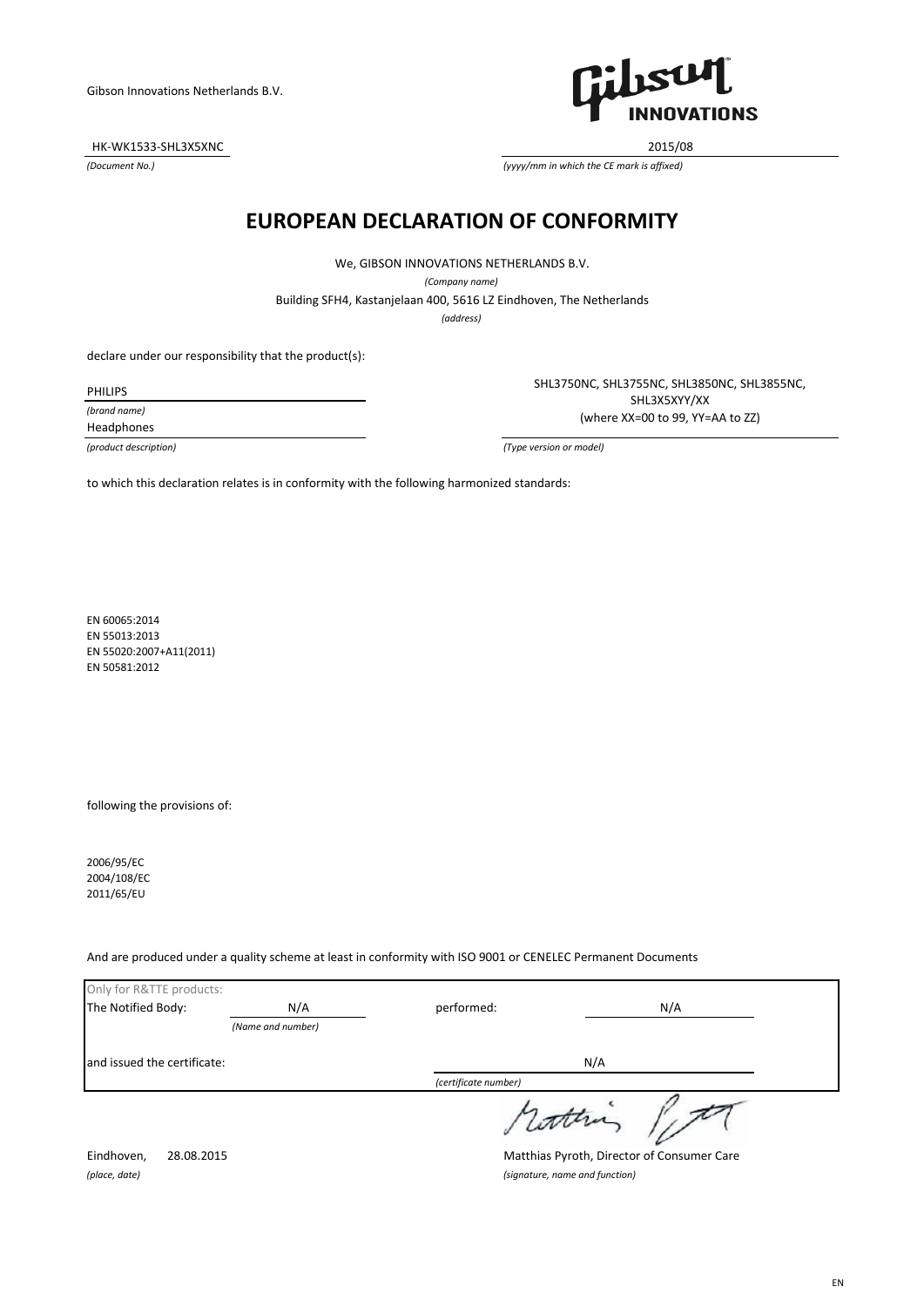Gibson Innovations Netherlands B.V.

HK-WK1533-SHL3X5XNC

*(Document No.)*

2015/08

*(yyyy/mm in which the CE mark is affixed)*

# EUROPEAN DECLARATION OF CONFORMITY

We, GIBSON INNOVATIONS NETHERLANDS B.V.

*(Company name)*

Building SFH4, Kastanjelaan 400, 5616 LZ Eindhoven, The Netherlands

*(address)*

declare under our responsibility that the product(s):

PHILIPS

*(brand name)*

Headphones

*(product description)*

SHL3750NC, SHL3755NC, SHL3850NC, SHL3855NC, SHL3X5XYY/XX (where XX=00 to 99, YY=AA to ZZ)

*(Type version or model)*

to which this declaration relates is in conformity with the following harmonized standards:

EN 60065:2014
EN 55013:2013
EN 55020:2007+A11(2011)
EN 50581:2012

following the provisions of:

2006/95/EC
2004/108/EC
2011/65/EU

And are produced under a quality scheme at least in conformity with ISO 9001 or CENELEC Permanent Documents

| Only for R&TTE products: | | | |
|---|---|---|---|
| The Notified Body: | N/A *(Name and number)* | performed: | N/A |
| and issued the certificate: | | N/A *(certificate number)* | |

Eindhoven, 28.08.2015

*(place, date)*

Matthias Pyroth, Director of Consumer Care

*(signature, name and function)*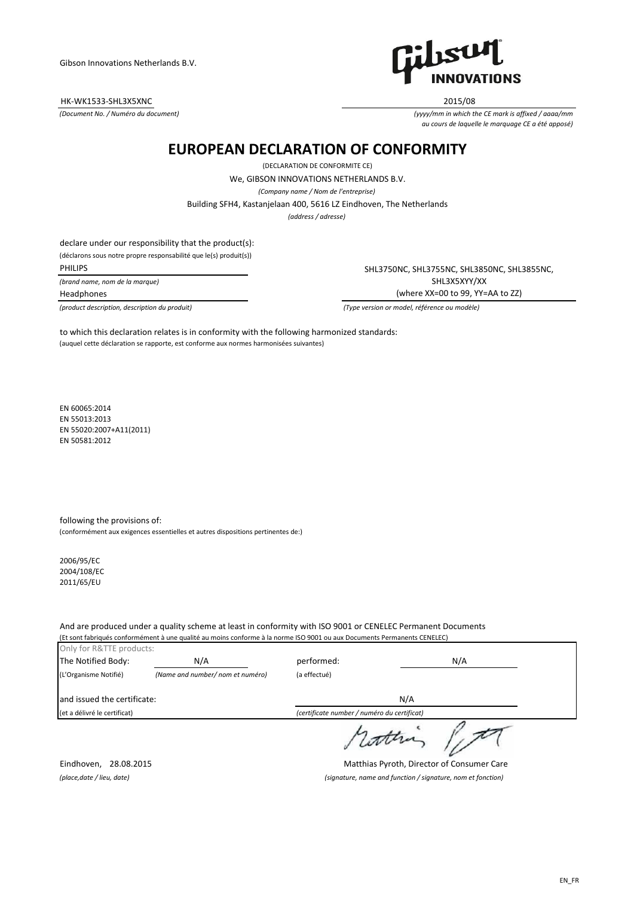Gibson Innovations Netherlands B.V.

HK-WK1533-SHL3X5XNC

*(Document No. / Numéro du document)*

2015/08

*(yyyy/mm in which the CE mark is affixed / aaaa/mm au cours de laquelle le marquage CE a été apposé)*

# EUROPEAN DECLARATION OF CONFORMITY

(DECLARATION DE CONFORMITE CE)

We, GIBSON INNOVATIONS NETHERLANDS B.V.

*(Company name / Nom de l'entreprise)*

Building SFH4, Kastanjelaan 400, 5616 LZ Eindhoven, The Netherlands

*(address / adresse)*

declare under our responsibility that the product(s):

(déclarons sous notre propre responsabilité que le(s) produit(s))

PHILIPS

*(brand name, nom de la marque)*

Headphones

*(product description, description du produit)*

SHL3750NC, SHL3755NC, SHL3850NC, SHL3855NC, SHL3X5XYY/XX (where XX=00 to 99, YY=AA to ZZ)

*(Type version or model, référence ou modèle)*

to which this declaration relates is in conformity with the following harmonized standards:

(auquel cette déclaration se rapporte, est conforme aux normes harmonisées suivantes)

EN 60065:2014
EN 55013:2013
EN 55020:2007+A11(2011)
EN 50581:2012

following the provisions of:

(conformément aux exigences essentielles et autres dispositions pertinentes de:)

2006/95/EC
2004/108/EC
2011/65/EU

And are produced under a quality scheme at least in conformity with ISO 9001 or CENELEC Permanent Documents

(Et sont fabriqués conformément à une qualité au moins conforme à la norme ISO 9001 ou aux Documents Permanents CENELEC)

Only for R&TTE products:

| The Notified Body: | N/A | performed: | N/A |
|---|---|---|---|
| (L'Organisme Notifié) | *(Name and number/ nom et numéro)* | (a effectué) | |
| and issued the certificate: | | N/A | |
| (et a délivré le certificat) | | *(certificate number / numéro du certificat)* | |

Eindhoven, 28.08.2015

*(place,date / lieu, date)*

Matthias Pyroth, Director of Consumer Care

*(signature, name and function / signature, nom et fonction)*

EN_FR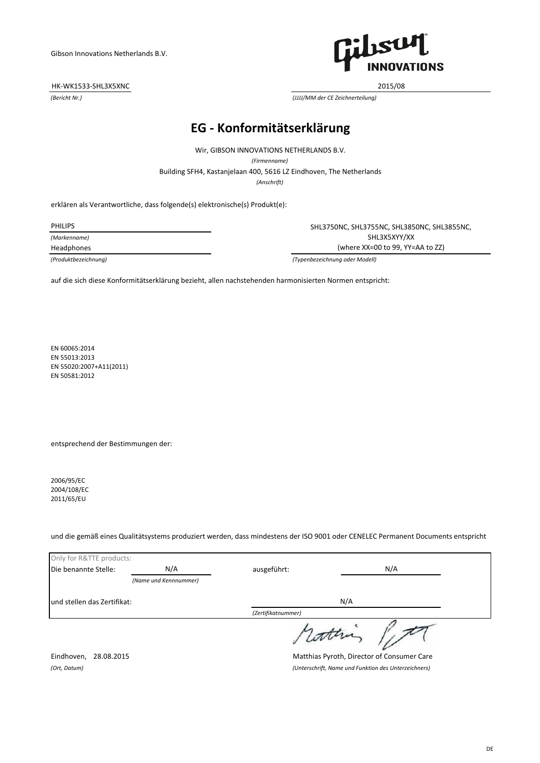Gibson Innovations Netherlands B.V.

| HK-WK1533-SHL3X5XNC | 2015/08 |
| --- | --- |
| *(Bericht Nr.)* | *(JJJJ/MM der CE Zeichnerteilung)* |

# EG - Konformitätserklärung

Wir, GIBSON INNOVATIONS NETHERLANDS B.V.

*(Firmenname)*

Building SFH4, Kastanjelaan 400, 5616 LZ Eindhoven, The Netherlands

*(Anschrift)*

erklären als Verantwortliche, dass folgende(s) elektronische(s) Produkt(e):

| PHILIPS | SHL3750NC, SHL3755NC, SHL3850NC, SHL3855NC, SHL3X5XYY/XX (where XX=00 to 99, YY=AA to ZZ) |
| --- | --- |
| *(Markenname)* | |
| Headphones | |
| *(Produktbezeichnung)* | *(Typenbezeichnung oder Modell)* |

auf die sich diese Konformitätserklärung bezieht, allen nachstehenden harmonisierten Normen entspricht:

EN 60065:2014
EN 55013:2013
EN 55020:2007+A11(2011)
EN 50581:2012

entsprechend der Bestimmungen der:

2006/95/EC
2004/108/EC
2011/65/EU

und die gemäß eines Qualitätsystems produziert werden, dass mindestens der ISO 9001 oder CENELEC Permanent Documents entspricht

| Only for R&TTE products: | | | |
| --- | --- | --- | --- |
| Die benannte Stelle: | N/A | ausgeführt: | N/A |
| | *(Name und Kennnummer)* | | |
| und stellen das Zertifikat: | | N/A | |
| | | *(Zertifikatnummer)* | |

Eindhoven, 28.08.2015
*(Ort, Datum)*

Matthias Pyroth, Director of Consumer Care
*(Unterschrift, Name und Funktion des Unterzeichners)*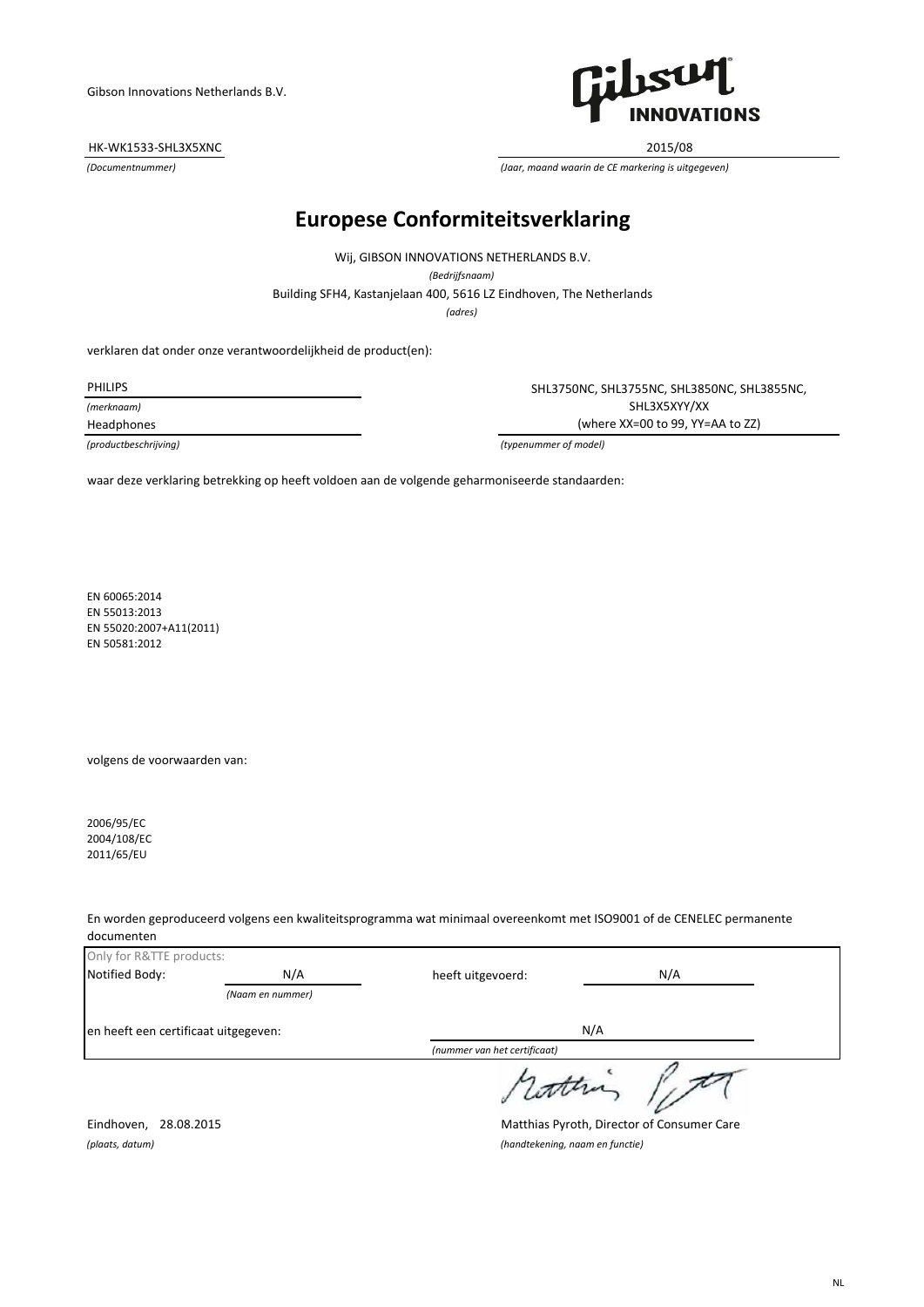Gibson Innovations Netherlands B.V.

HK-WK1533-SHL3X5XNC
*(Documentnummer)*

2015/08
*(Jaar, maand waarin de CE markering is uitgegeven)*

# Europese Conformiteitsverklaring

Wij, GIBSON INNOVATIONS NETHERLANDS B.V.
*(Bedrijfsnaam)*

Building SFH4, Kastanjelaan 400, 5616 LZ Eindhoven, The Netherlands
*(adres)*

verklaren dat onder onze verantwoordelijkheid de product(en):

PHILIPS
*(merknaam)*

Headphones
*(productbeschrijving)*

SHL3750NC, SHL3755NC, SHL3850NC, SHL3855NC, SHL3X5XYY/XX (where XX=00 to 99, YY=AA to ZZ)
*(typenummer of model)*

waar deze verklaring betrekking op heeft voldoen aan de volgende geharmoniseerde standaarden:

EN 60065:2014
EN 55013:2013
EN 55020:2007+A11(2011)
EN 50581:2012

volgens de voorwaarden van:

2006/95/EC
2004/108/EC
2011/65/EU

En worden geproduceerd volgens een kwaliteitsprogramma wat minimaal overeenkomt met ISO9001 of de CENELEC permanente documenten

Only for R&TTE products:

| Notified Body: | N/A *(Naam en nummer)* | heeft uitgevoerd: | N/A |
|---|---|---|---|
| en heeft een certificaat uitgegeven: | | N/A *(nummer van het certificaat)* | |

Eindhoven, 28.08.2015
*(plaats, datum)*

Matthias Pyroth, Director of Consumer Care
*(handtekening, naam en functie)*

NL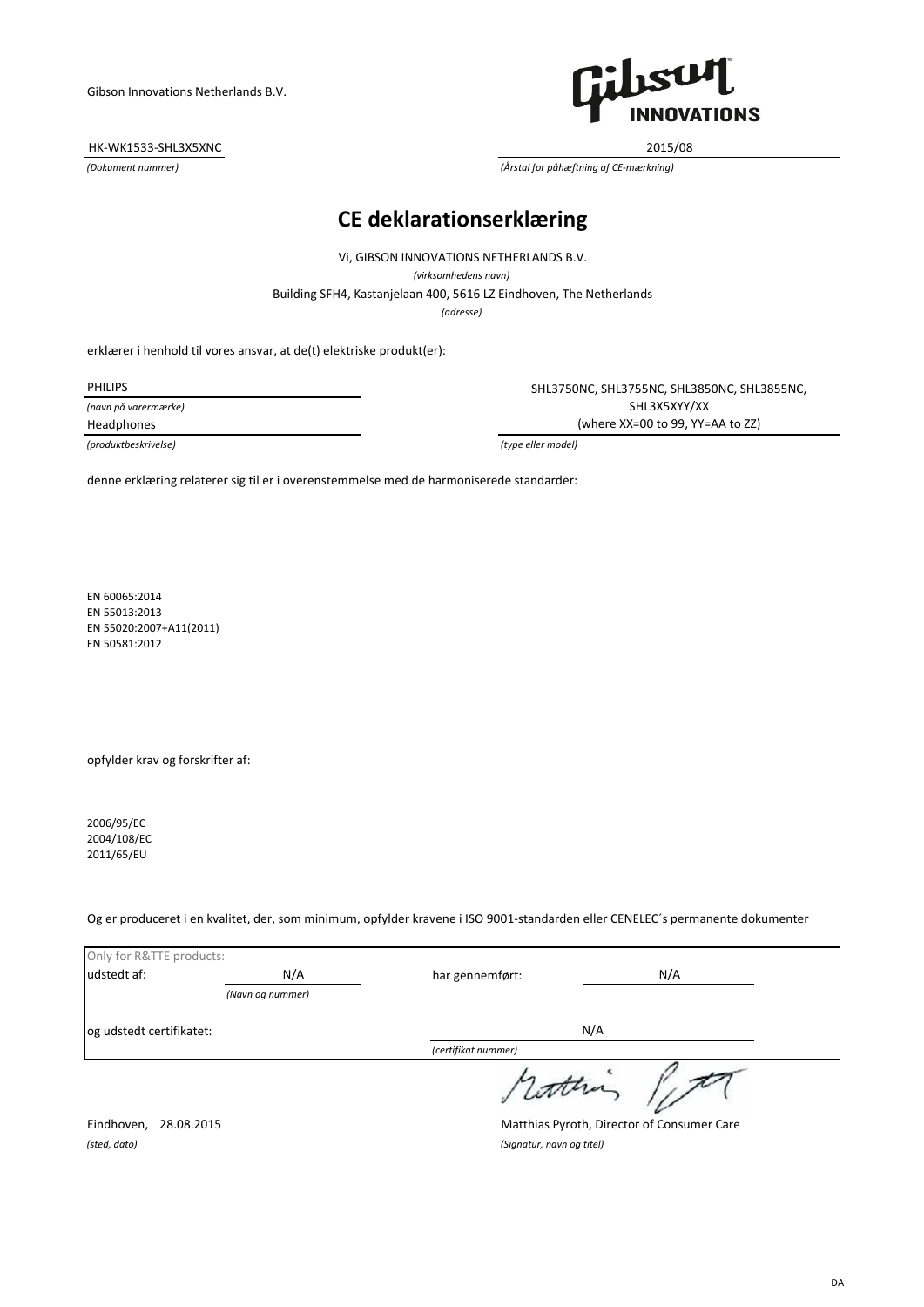Gibson Innovations Netherlands B.V.

| HK-WK1533-SHL3X5XNC | 2015/08 |
|---|---|
| *(Dokument nummer)* | *(Årstal for påhæftning af CE-mærkning)* |

# CE deklarationserklæring

Vi, GIBSON INNOVATIONS NETHERLANDS B.V.

*(virksomhedens navn)*

Building SFH4, Kastanjelaan 400, 5616 LZ Eindhoven, The Netherlands

*(adresse)*

erklærer i henhold til vores ansvar, at de(t) elektriske produkt(er):

| PHILIPS | SHL3750NC, SHL3755NC, SHL3850NC, SHL3855NC, SHL3X5XYY/XX (where XX=00 to 99, YY=AA to ZZ) |
|---|---|
| *(navn på varemærke)* | |
| Headphones | |
| *(produktbeskrivelse)* | *(type eller model)* |

denne erklæring relaterer sig til er i overenstemmelse med de harmoniserede standarder:

EN 60065:2014
EN 55013:2013
EN 55020:2007+A11(2011)
EN 50581:2012

opfylder krav og forskrifter af:

2006/95/EC
2004/108/EC
2011/65/EU

Og er produceret i en kvalitet, der, som minimum, opfylder kravene i ISO 9001-standarden eller CENELEC´s permanente dokumenter

| Only for R&TTE products: | | | |
|---|---|---|---|
| udstedt af: | N/A | har gennemført: | N/A |
| | *(Navn og nummer)* | | |
| og udstedt certifikatet: | | N/A | |
| | | *(certifikat nummer)* | |

Eindhoven, 28.08.2015

*(sted, dato)*

Matthias Pyroth, Director of Consumer Care

*(Signatur, navn og titel)*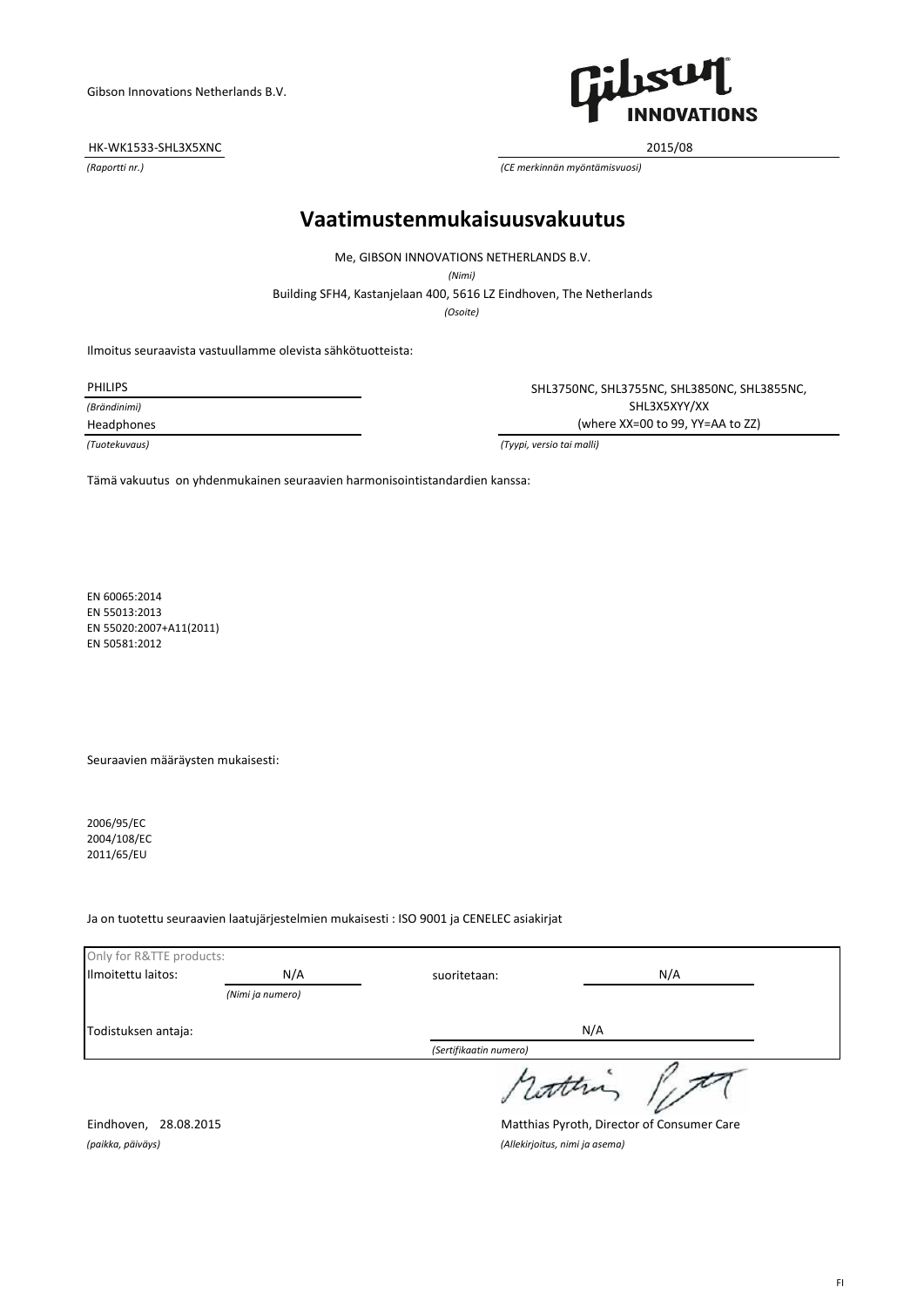Gibson Innovations Netherlands B.V.

HK-WK1533-SHL3X5XNC

*(Raportti nr.)*

2015/08

*(CE merkinnän myöntämisvuosi)*

# Vaatimustenmukaisuusvakuutus

Me, GIBSON INNOVATIONS NETHERLANDS B.V.

*(Nimi)*

Building SFH4, Kastanjelaan 400, 5616 LZ Eindhoven, The Netherlands

*(Osoite)*

Ilmoitus seuraavista vastuullamme olevista sähkötuotteista:

PHILIPS

*(Brändinimi)*

Headphones

*(Tuotekuvaus)*

SHL3750NC, SHL3755NC, SHL3850NC, SHL3855NC, SHL3X5XYY/XX (where XX=00 to 99, YY=AA to ZZ)

*(Tyypi, versio tai malli)*

Tämä vakuutus on yhdenmukainen seuraavien harmonisointistandardien kanssa:

EN 60065:2014
EN 55013:2013
EN 55020:2007+A11(2011)
EN 50581:2012

Seuraavien määräysten mukaisesti:

2006/95/EC
2004/108/EC
2011/65/EU

Ja on tuotettu seuraavien laatujärjestelmien mukaisesti : ISO 9001 ja CENELEC asiakirjat

| Only for R&TTE products: | | | |
|---|---|---|---|
| Ilmoitettu laitos: | N/A *(Nimi ja numero)* | suoritetaan: | N/A |
| Todistuksen antaja: | | N/A *(Sertifikaatin numero)* | |

Eindhoven, 28.08.2015

*(paikka, päiväys)*

Matthias Pyroth, Director of Consumer Care

*(Allekirjoitus, nimi ja asema)*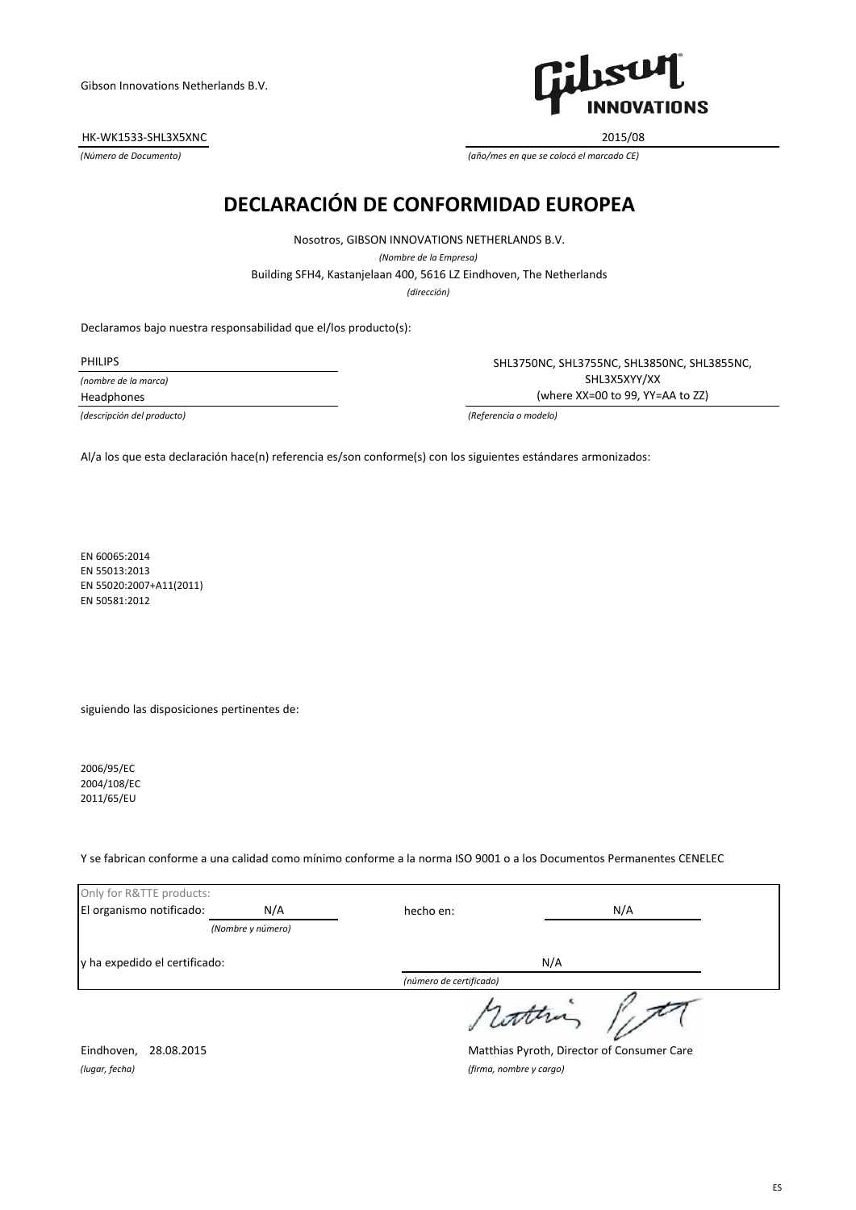Gibson Innovations Netherlands B.V.

HK-WK1533-SHL3X5XNC — 2015/08

*(Número de Documento)* — *(año/mes en que se colocó el marcado CE)*

# DECLARACIÓN DE CONFORMIDAD EUROPEA

Nosotros, GIBSON INNOVATIONS NETHERLANDS B.V.

*(Nombre de la Empresa)*

Building SFH4, Kastanjelaan 400, 5616 LZ Eindhoven, The Netherlands

*(dirección)*

Declaramos bajo nuestra responsabilidad que el/los producto(s):

PHILIPS
*(nombre de la marca)*

Headphones
*(descripción del producto)*

SHL3750NC, SHL3755NC, SHL3850NC, SHL3855NC,
SHL3X5XYY/XX
(where XX=00 to 99, YY=AA to ZZ)
*(Referencia o modelo)*

Al/a los que esta declaración hace(n) referencia es/son conforme(s) con los siguientes estándares armonizados:

EN 60065:2014
EN 55013:2013
EN 55020:2007+A11(2011)
EN 50581:2012

siguiendo las disposiciones pertinentes de:

2006/95/EC
2004/108/EC
2011/65/EU

Y se fabrican conforme a una calidad como mínimo conforme a la norma ISO 9001 o a los Documentos Permanentes CENELEC

Only for R&TTE products:

El organismo notificado: N/A *(Nombre y número)* — hecho en: N/A

y ha expedido el certificado: N/A *(número de certificado)*

Eindhoven, 28.08.2015
*(lugar, fecha)*

Matthias Pyroth, Director of Consumer Care
*(firma, nombre y cargo)*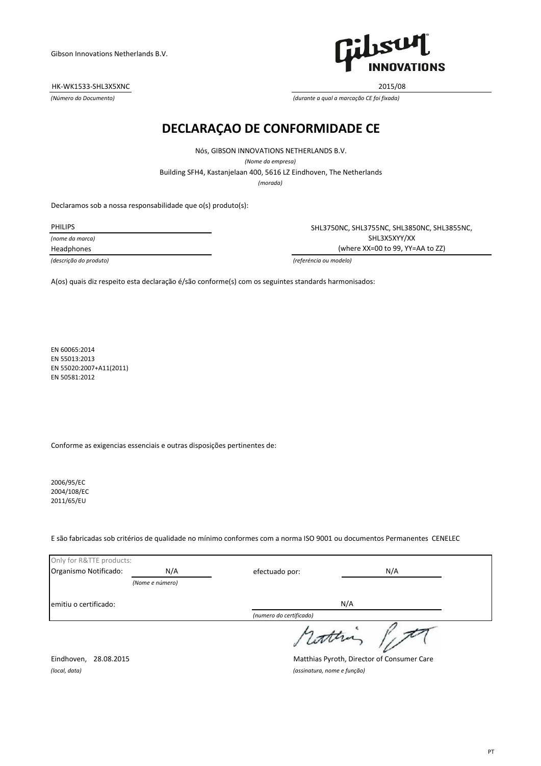Gibson Innovations Netherlands B.V.

HK-WK1533-SHL3X5XNC
*(Número do Documento)*

2015/08
*(durante a qual a marcação CE foi fixada)*

# DECLARAÇAO DE CONFORMIDADE CE

Nós, GIBSON INNOVATIONS NETHERLANDS B.V.
*(Nome da empresa)*

Building SFH4, Kastanjelaan 400, 5616 LZ Eindhoven, The Netherlands
*(morada)*

Declaramos sob a nossa responsabilidade que o(s) produto(s):

PHILIPS
*(nome da marca)*

Headphones
*(descrição do produto)*

SHL3750NC, SHL3755NC, SHL3850NC, SHL3855NC, SHL3X5XYY/XX
(where XX=00 to 99, YY=AA to ZZ)
*(referência ou modelo)*

A(os) quais diz respeito esta declaração é/são conforme(s) com os seguintes standards harmonisados:

EN 60065:2014
EN 55013:2013
EN 55020:2007+A11(2011)
EN 50581:2012

Conforme as exigencias essenciais e outras disposições pertinentes de:

2006/95/EC
2004/108/EC
2011/65/EU

E são fabricadas sob critérios de qualidade no mínimo conformes com a norma ISO 9001 ou documentos Permanentes CENELEC

Only for R&TTE products:

| | | | |
|---|---|---|---|
| Organismo Notificado: | N/A *(Nome e número)* | efectuado por: | N/A |
| emitiu o certificado: | | N/A *(numero do certificado)* | |

Eindhoven, 28.08.2015
*(local, data)*

Matthias Pyroth, Director of Consumer Care
*(assinatura, nome e função)*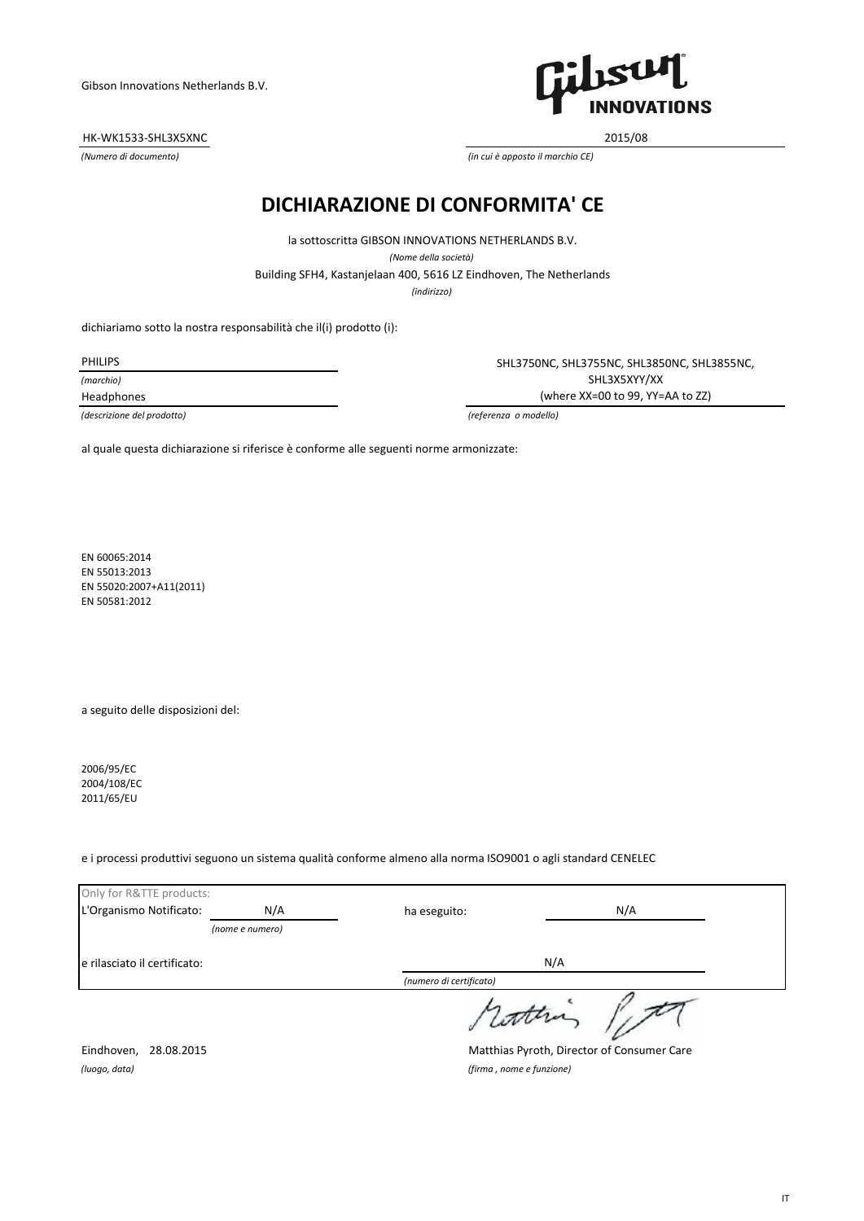Gibson Innovations Netherlands B.V.

HK-WK1533-SHL3X5XNC

*(Numero di documento)*

2015/08

*(in cui è apposto il marchio CE)*

# DICHIARAZIONE DI CONFORMITA' CE

la sottoscritta GIBSON INNOVATIONS NETHERLANDS B.V.

*(Nome della società)*

Building SFH4, Kastanjelaan 400, 5616 LZ Eindhoven, The Netherlands

*(indirizzo)*

dichiariamo sotto la nostra responsabilità che il(i) prodotto (i):

PHILIPS

*(marchio)*

Headphones

*(descrizione del prodotto)*

SHL3750NC, SHL3755NC, SHL3850NC, SHL3855NC, SHL3X5XYY/XX (where XX=00 to 99, YY=AA to ZZ)

*(referenza o modello)*

al quale questa dichiarazione si riferisce è conforme alle seguenti norme armonizzate:

EN 60065:2014
EN 55013:2013
EN 55020:2007+A11(2011)
EN 50581:2012

a seguito delle disposizioni del:

2006/95/EC
2004/108/EC
2011/65/EU

e i processi produttivi seguono un sistema qualità conforme almeno alla norma ISO9001 o agli standard CENELEC

Only for R&TTE products:

L'Organismo Notificato: N/A *(nome e numero)* ha eseguito: N/A

e rilasciato il certificato: N/A *(numero di certificato)*

Eindhoven, 28.08.2015

*(luogo, data)*

Matthias Pyroth, Director of Consumer Care

*(firma , nome e funzione)*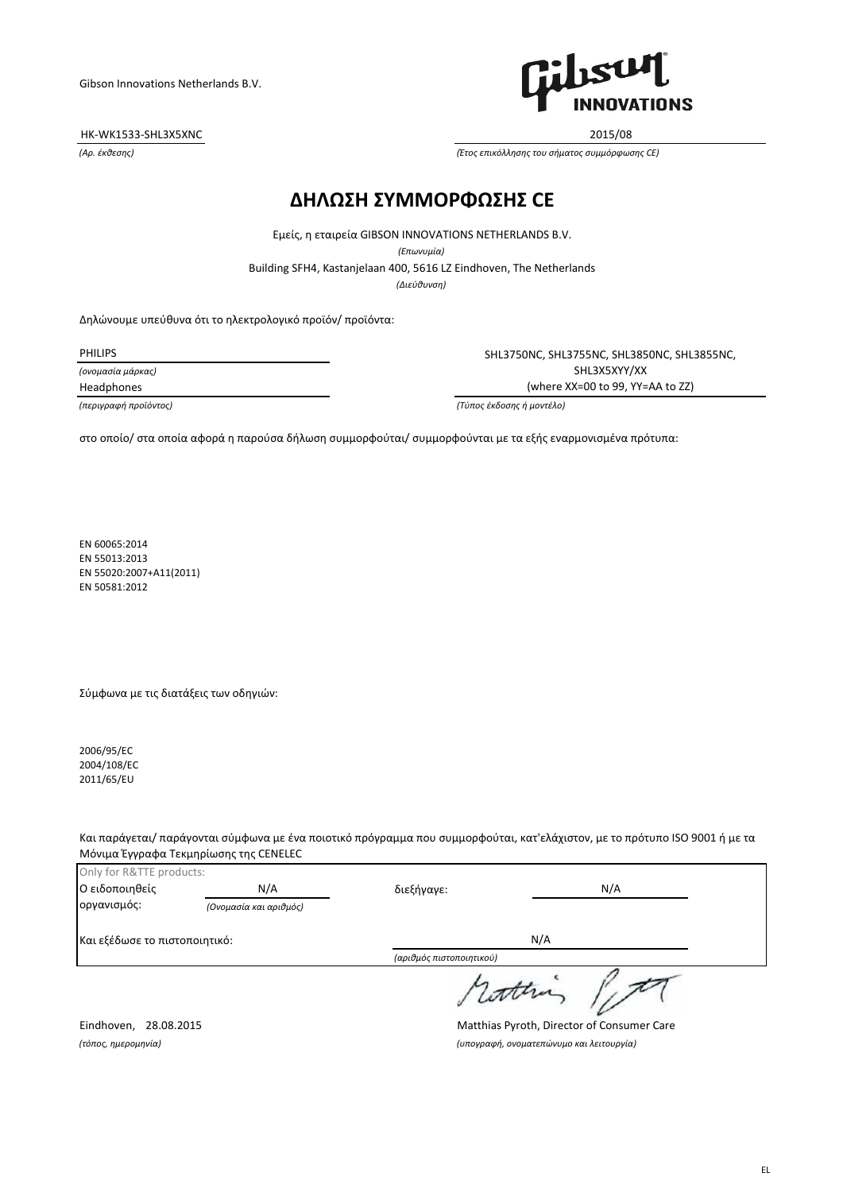Gibson Innovations Netherlands B.V.

HK-WK1533-SHL3X5XNC
*(Αρ. έκθεσης)*

2015/08
*(Έτος επικόλλησης του σήματος συμμόρφωσης CE)*

# ΔΗΛΩΣΗ ΣΥΜΜΟΡΦΩΣΗΣ CE

Εμείς, η εταιρεία GIBSON INNOVATIONS NETHERLANDS B.V.
*(Επωνυμία)*
Building SFH4, Kastanjelaan 400, 5616 LZ Eindhoven, The Netherlands
*(Διεύθυνση)*

Δηλώνουμε υπεύθυνα ότι το ηλεκτρολογικό προϊόν/ προϊόντα:

PHILIPS
*(ονομασία μάρκας)*

Headphones
*(περιγραφή προϊόντος)*

SHL3750NC, SHL3755NC, SHL3850NC, SHL3855NC, SHL3X5XYY/XX (where XX=00 to 99, YY=AA to ZZ)
*(Τύπος έκδοσης ή μοντέλο)*

στο οποίο/ στα οποία αφορά η παρούσα δήλωση συμμορφούται/ συμμορφούνται με τα εξής εναρμονισμένα πρότυπα:

EN 60065:2014
EN 55013:2013
EN 55020:2007+A11(2011)
EN 50581:2012

Σύμφωνα με τις διατάξεις των οδηγιών:

2006/95/EC
2004/108/EC
2011/65/EU

Και παράγεται/ παράγονται σύμφωνα με ένα ποιοτικό πρόγραμμα που συμμορφούται, κατ'ελάχιστον, με το πρότυπο ISO 9001 ή με τα Μόνιμα Έγγραφα Τεκμηρίωσης της CENELEC

Only for R&TTE products:

Ο ειδοποιηθείς οργανισμός: N/A *(Ονομασία και αριθμός)*

διεξήγαγε: N/A

Και εξέδωσε το πιστοποιητικό: N/A *(αριθμός πιστοποιητικού)*

Eindhoven, 28.08.2015
*(τόπος, ημερομηνία)*

Matthias Pyroth, Director of Consumer Care
*(υπογραφή, ονοματεπώνυμο και λειτουργία)*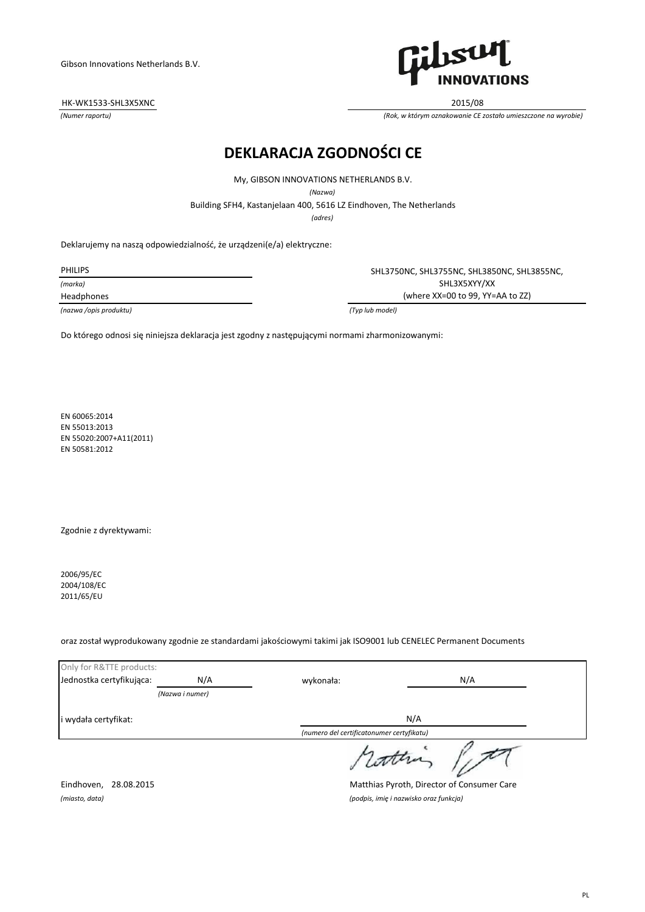Gibson Innovations Netherlands B.V.

HK-WK1533-SHL3X5XNC
*(Numer raportu)*

2015/08
*(Rok, w którym oznakowanie CE zostało umieszczone na wyrobie)*

# DEKLARACJA ZGODNOŚCI CE

My, GIBSON INNOVATIONS NETHERLANDS B.V.
*(Nazwa)*

Building SFH4, Kastanjelaan 400, 5616 LZ Eindhoven, The Netherlands
*(adres)*

Deklarujemy na naszą odpowiedzialność, że urządzeni(e/a) elektryczne:

PHILIPS
*(marka)*

Headphones
*(nazwa /opis produktu)*

SHL3750NC, SHL3755NC, SHL3850NC, SHL3855NC, SHL3X5XYY/XX (where XX=00 to 99, YY=AA to ZZ)
*(Typ lub model)*

Do którego odnosi się niniejsza deklaracja jest zgodny z następującymi normami zharmonizowanymi:

EN 60065:2014
EN 55013:2013
EN 55020:2007+A11(2011)
EN 50581:2012

Zgodnie z dyrektywami:

2006/95/EC
2004/108/EC
2011/65/EU

oraz został wyprodukowany zgodnie ze standardami jakościowymi takimi jak ISO9001 lub CENELEC Permanent Documents

| Only for R&TTE products: | | | |
|---|---|---|---|
| Jednostka certyfikująca: | N/A *(Nazwa i numer)* | wykonała: | N/A |
| i wydała certyfikat: | | N/A *(numero del certificatonumer certyfikatu)* | |

Eindhoven, 28.08.2015
*(miasto, data)*

Matthias Pyroth, Director of Consumer Care
*(podpis, imię i nazwisko oraz funkcja)*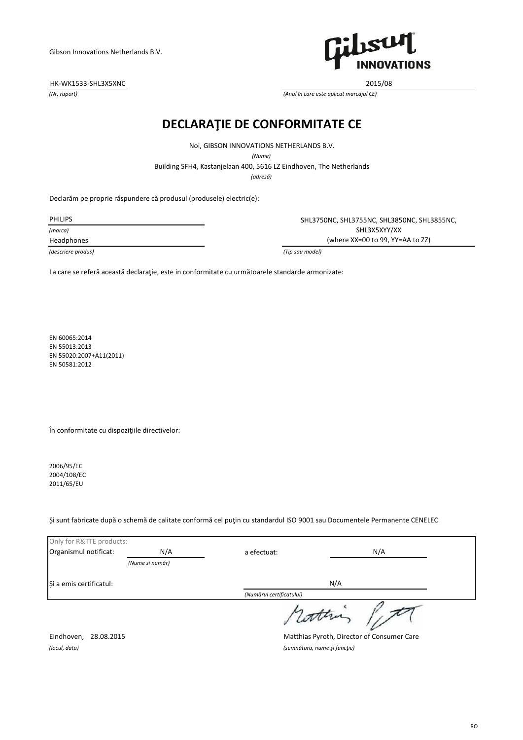Gibson Innovations Netherlands B.V.

| HK-WK1533-SHL3X5XNC | 2015/08 |
|---|---|
| *(Nr. raport)* | *(Anul în care este aplicat marcajul CE)* |

# DECLARAŢIE DE CONFORMITATE CE

Noi, GIBSON INNOVATIONS NETHERLANDS B.V.

*(Nume)*

Building SFH4, Kastanjelaan 400, 5616 LZ Eindhoven, The Netherlands

*(adresă)*

Declarăm pe proprie răspundere că produsul (produsele) electric(e):

| PHILIPS | SHL3750NC, SHL3755NC, SHL3850NC, SHL3855NC, SHL3X5XYY/XX (where XX=00 to 99, YY=AA to ZZ) |
|---|---|
| *(marca)* | |
| Headphones | |
| *(descriere produs)* | *(Tip sau model)* |

La care se referă această declaraţie, este in conformitate cu următoarele standarde armonizate:

EN 60065:2014
EN 55013:2013
EN 55020:2007+A11(2011)
EN 50581:2012

În conformitate cu dispoziţiile directivelor:

2006/95/EC
2004/108/EC
2011/65/EU

Şi sunt fabricate după o schemă de calitate conformă cel puţin cu standardul ISO 9001 sau Documentele Permanente CENELEC

| Only for R&TTE products: | | | |
|---|---|---|---|
| Organismul notificat: | N/A | a efectuat: | N/A |
| | *(Nume si număr)* | | |
| Şi a emis certificatul: | | N/A | |
| | | *(Numărul certificatului)* | |

Eindhoven, 28.08.2015 — Matthias Pyroth, Director of Consumer Care

*(locul, data)* — *(semnătura, nume şi funcţie)*

RO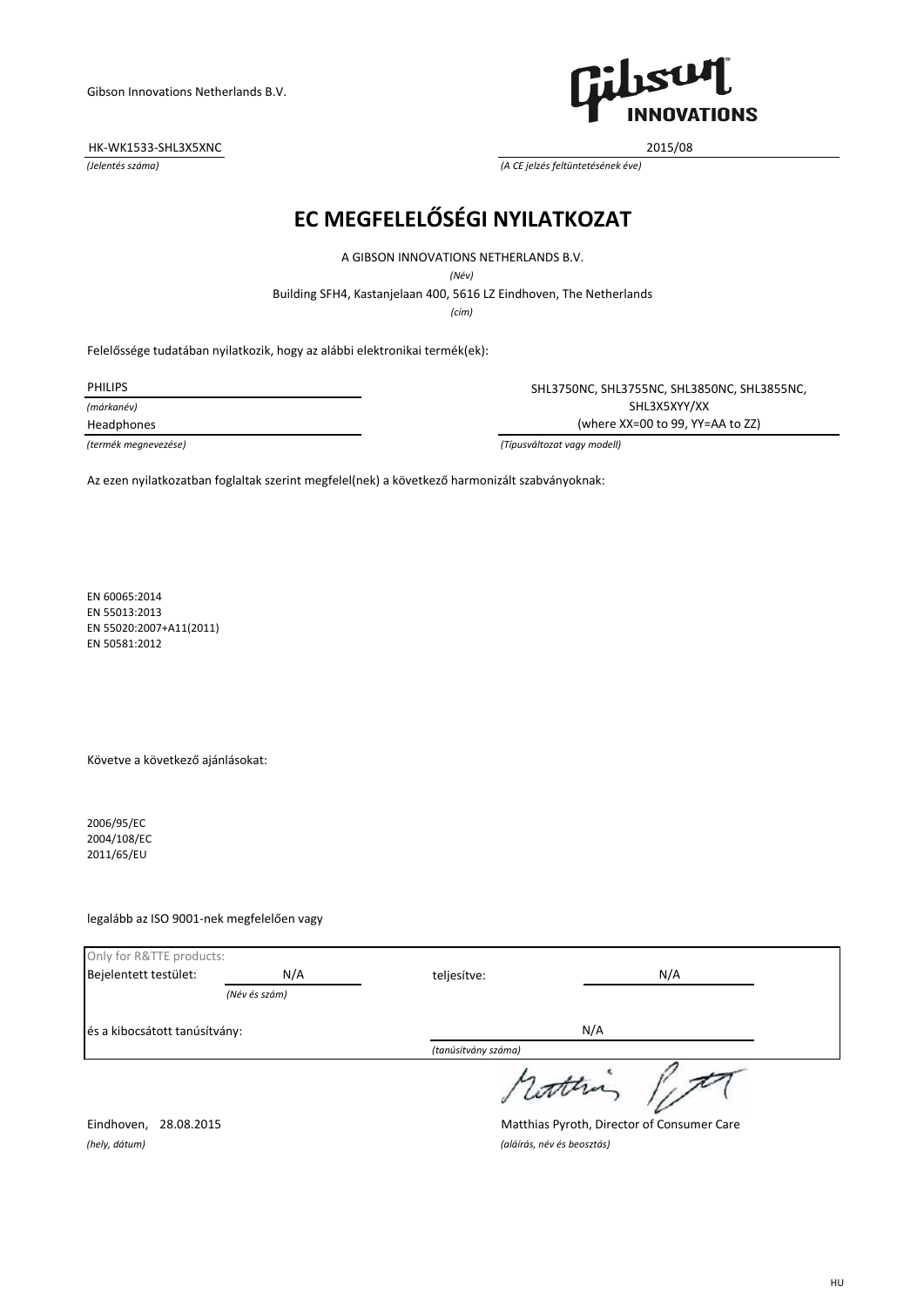Gibson Innovations Netherlands B.V.

HK-WK1533-SHL3X5XNC

*(Jelentés száma)*

2015/08

*(A CE jelzés feltüntetésének éve)*

# EC MEGFELELŐSÉGI NYILATKOZAT

A GIBSON INNOVATIONS NETHERLANDS B.V.

*(Név)*

Building SFH4, Kastanjelaan 400, 5616 LZ Eindhoven, The Netherlands

*(cím)*

Felelőssége tudatában nyilatkozik, hogy az alábbi elektronikai termék(ek):

PHILIPS

*(márkanév)*

Headphones

*(termék megnevezése)*

SHL3750NC, SHL3755NC, SHL3850NC, SHL3855NC, SHL3X5XYY/XX (where XX=00 to 99, YY=AA to ZZ)

*(Típusváltozat vagy modell)*

Az ezen nyilatkozatban foglaltak szerint megfelel(nek) a következő harmonizált szabványoknak:

EN 60065:2014
EN 55013:2013
EN 55020:2007+A11(2011)
EN 50581:2012

Követve a következő ajánlásokat:

2006/95/EC
2004/108/EC
2011/65/EU

legalább az ISO 9001-nek megfelelően vagy

| Only for R&TTE products: | | | |
|---|---|---|---|
| Bejelentett testület: | N/A *(Név és szám)* | teljesítve: | N/A |
| és a kibocsátott tanúsítvány: | | N/A *(tanúsítvány száma)* | |

Eindhoven, 28.08.2015

*(hely, dátum)*

Matthias Pyroth, Director of Consumer Care

*(aláírás, név és beosztás)*

HU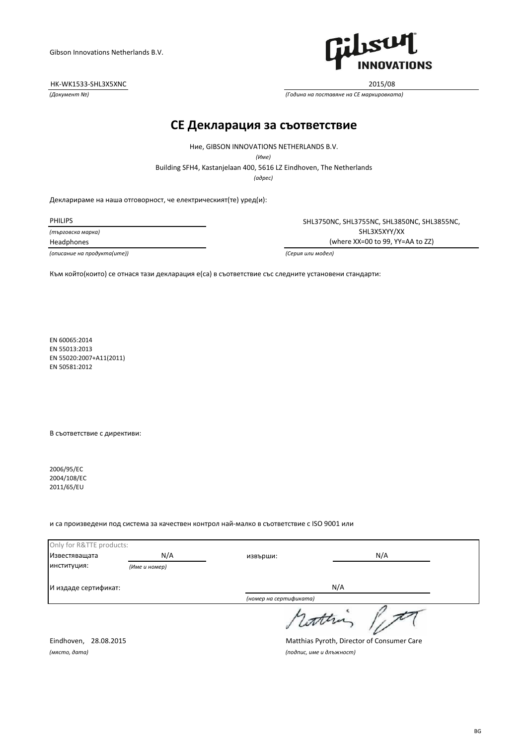Gibson Innovations Netherlands B.V.

HK-WK1533-SHL3X5XNC
*(Документ №)*

2015/08
*(Година на поставяне на CE маркировката)*

# CE Декларация за съответствие

Ние, GIBSON INNOVATIONS NETHERLANDS B.V.
*(Име)*

Building SFH4, Kastanjelaan 400, 5616 LZ Eindhoven, The Netherlands
*(адрес)*

Декларираме на наша отговорност, че електрическият(те) уред(и):

PHILIPS
*(търговска марка)*

Headphones
*(описание на продукта(ите))*

SHL3750NC, SHL3755NC, SHL3850NC, SHL3855NC, SHL3X5XYY/XX (where XX=00 to 99, YY=AA to ZZ)
*(Серия или модел)*

Към който(които) се отнася тази декларация е(са) в съответствие със следните установени стандарти:

EN 60065:2014
EN 55013:2013
EN 55020:2007+A11(2011)
EN 50581:2012

В съответствие с директиви:

2006/95/EC
2004/108/EC
2011/65/EU

и са произведени под система за качествен контрол най-малко в съответствие с ISO 9001 или

Only for R&TTE products:

| Известяващата институция: | N/A *(Име и номер)* | извърши: | N/A |
|---|---|---|---|
| И издаде сертификат: | | N/A *(номер на сертификата)* | |

Eindhoven, 28.08.2015
*(място, дата)*

Matthias Pyroth, Director of Consumer Care
*(подпис, име и длъжност)*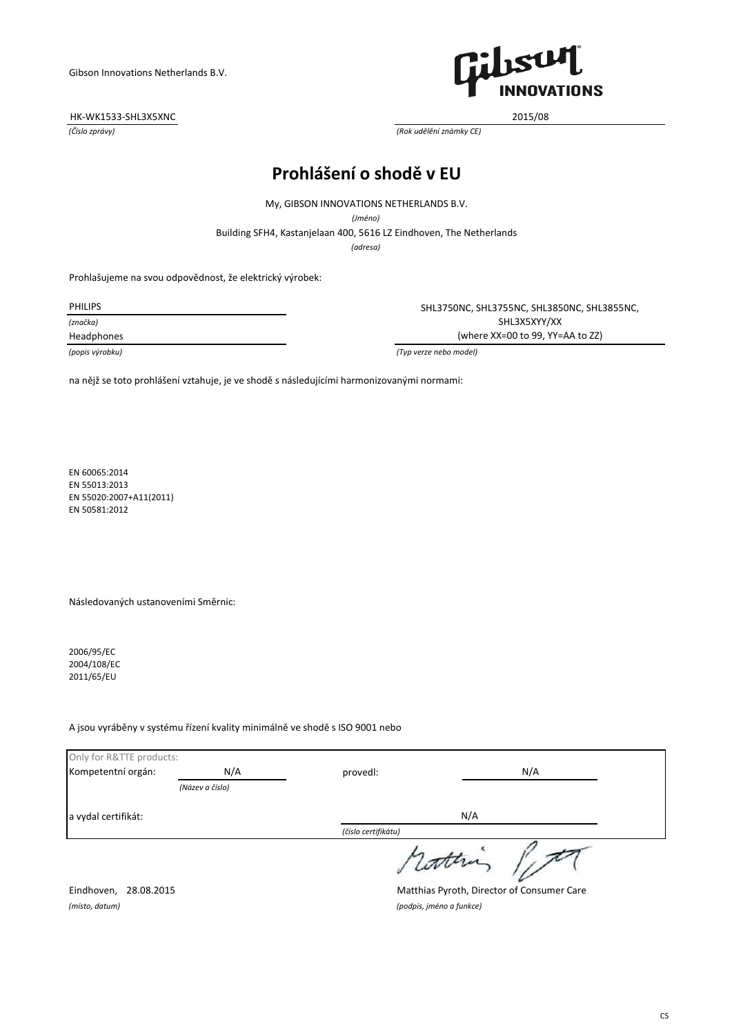Gibson Innovations Netherlands B.V.

| HK-WK1533-SHL3X5XNC | 2015/08 |
|---|---|
| *(Číslo zprávy)* | *(Rok udělění známky CE)* |

# Prohlášení o shodě v EU

My, GIBSON INNOVATIONS NETHERLANDS B.V.

*(Jméno)*

Building SFH4, Kastanjelaan 400, 5616 LZ Eindhoven, The Netherlands

*(adresa)*

Prohlašujeme na svou odpovědnost, že elektrický výrobek:

| PHILIPS | SHL3750NC, SHL3755NC, SHL3850NC, SHL3855NC, SHL3X5XYY/XX (where XX=00 to 99, YY=AA to ZZ) |
|---|---|
| *(značka)* | |
| Headphones | |
| *(popis výrobku)* | *(Typ verze nebo model)* |

na nějž se toto prohlášení vztahuje, je ve shodě s následujícími harmonizovanými normami:

EN 60065:2014
EN 55013:2013
EN 55020:2007+A11(2011)
EN 50581:2012

Následovaných ustanoveními Směrnic:

2006/95/EC
2004/108/EC
2011/65/EU

A jsou vyráběny v systému řízení kvality minimálně ve shodě s ISO 9001 nebo

| Only for R&TTE products: | | | |
|---|---|---|---|
| Kompetentní orgán: | N/A | provedl: | N/A |
| | *(Název a číslo)* | | |
| a vydal certifikát: | | N/A | |
| | | *(číslo certifikátu)* | |

Eindhoven, 28.08.2015
*(místo, datum)*

Matthias Pyroth, Director of Consumer Care
*(podpis, jméno a funkce)*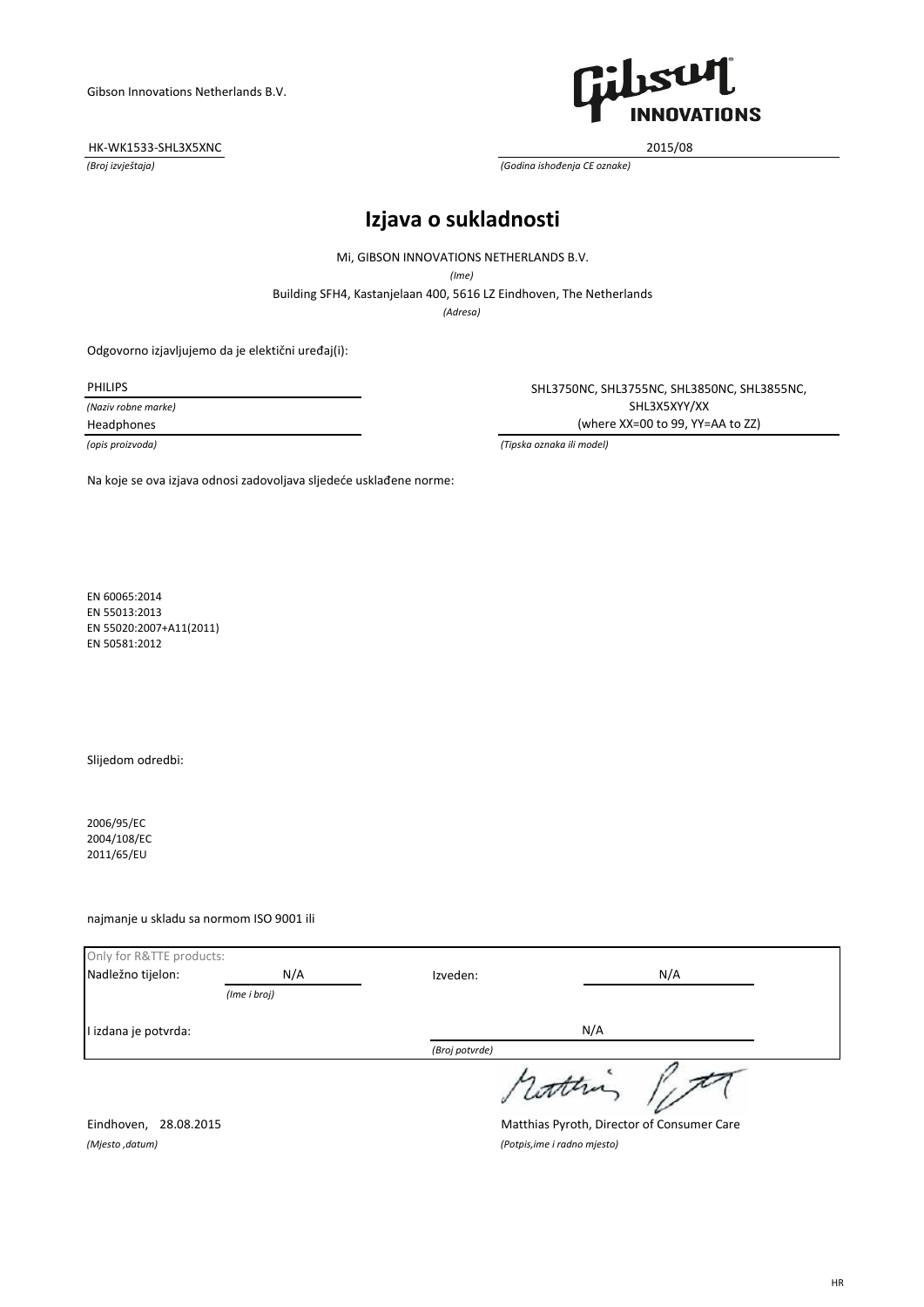Gibson Innovations Netherlands B.V.

HK-WK1533-SHL3X5XNC
*(Broj izvještaja)*

2015/08
*(Godina ishođenja CE oznake)*

# Izjava o sukladnosti

Mi, GIBSON INNOVATIONS NETHERLANDS B.V.
*(Ime)*

Building SFH4, Kastanjelaan 400, 5616 LZ Eindhoven, The Netherlands
*(Adresa)*

Odgovorno izjavljujemo da je elektični uređaj(i):

PHILIPS
*(Naziv robne marke)*

Headphones
*(opis proizvoda)*

SHL3750NC, SHL3755NC, SHL3850NC, SHL3855NC,
SHL3X5XYY/XX
(where XX=00 to 99, YY=AA to ZZ)
*(Tipska oznaka ili model)*

Na koje se ova izjava odnosi zadovoljava sljedeće usklađene norme:

EN 60065:2014
EN 55013:2013
EN 55020:2007+A11(2011)
EN 50581:2012

Slijedom odredbi:

2006/95/EC
2004/108/EC
2011/65/EU

najmanje u skladu sa normom ISO 9001 ili

Only for R&TTE products:

| | | | |
|---|---|---|---|
| Nadležno tijelon: | N/A *(Ime i broj)* | Izveden: | N/A |
| I izdana je potvrda: | | | N/A *(Broj potvrde)* |

Eindhoven, 28.08.2015
*(Mjesto ,datum)*

Matthias Pyroth, Director of Consumer Care
*(Potpis,ime i radno mjesto)*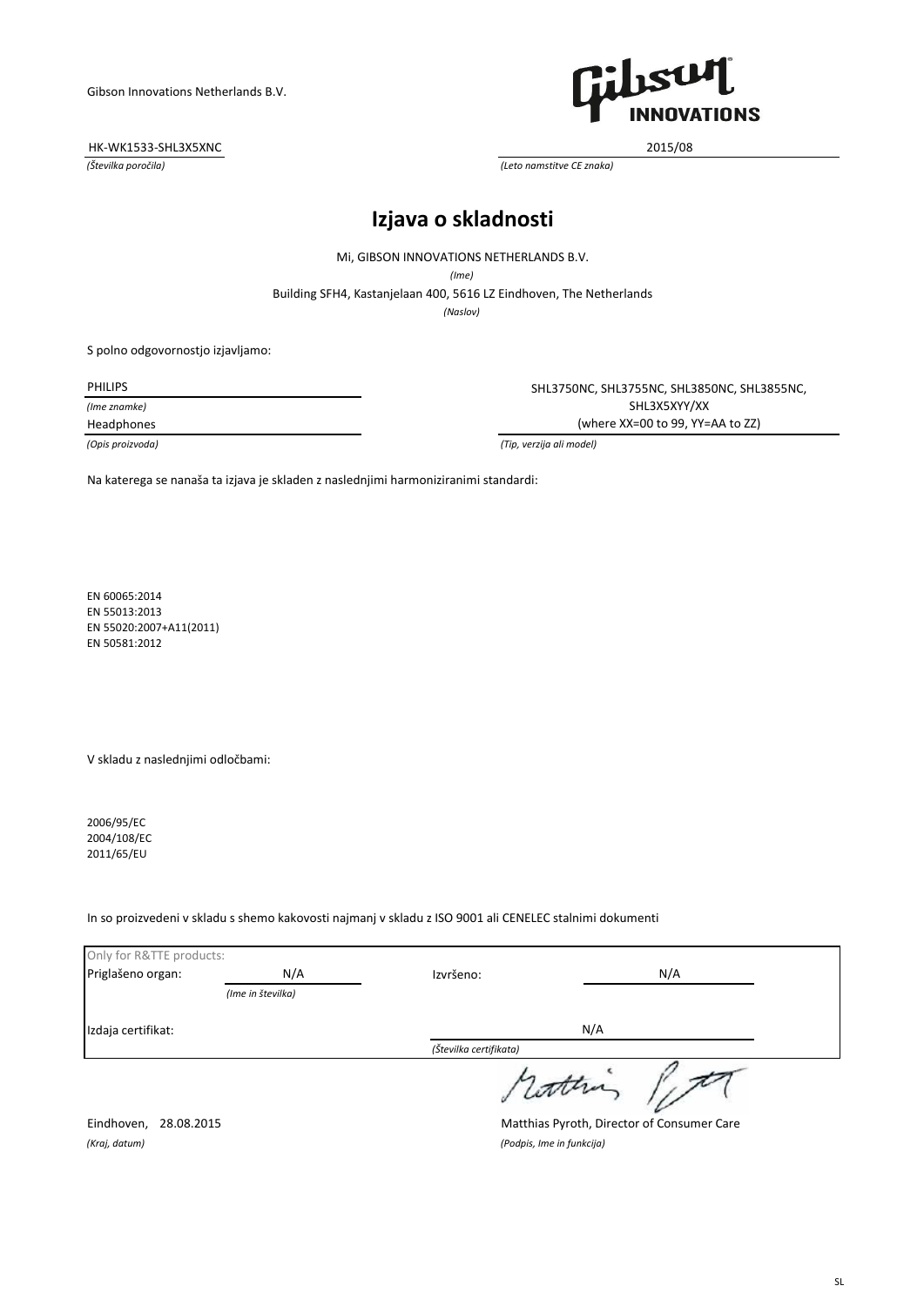Gibson Innovations Netherlands B.V.

HK-WK1533-SHL3X5XNC — 2015/08

*(Številka poročila)* — *(Leto namstitve CE znaka)*

# Izjava o skladnosti

Mi, GIBSON INNOVATIONS NETHERLANDS B.V.

*(Ime)*

Building SFH4, Kastanjelaan 400, 5616 LZ Eindhoven, The Netherlands

*(Naslov)*

S polno odgovornostjo izjavljamo:

PHILIPS
*(Ime znamke)*

Headphones
*(Opis proizvoda)*

SHL3750NC, SHL3755NC, SHL3850NC, SHL3855NC, SHL3X5XYY/XX (where XX=00 to 99, YY=AA to ZZ)
*(Tip, verzija ali model)*

Na katerega se nanaša ta izjava je skladen z naslednjimi harmoniziranimi standardi:

EN 60065:2014
EN 55013:2013
EN 55020:2007+A11(2011)
EN 50581:2012

V skladu z naslednjimi odločbami:

2006/95/EC
2004/108/EC
2011/65/EU

In so proizvedeni v skladu s shemo kakovosti najmanj v skladu z ISO 9001 ali CENELEC stalnimi dokumenti

Only for R&TTE products:

| | | | |
|---|---|---|---|
| Priglašeno organ: | N/A *(Ime in številka)* | Izvršeno: | N/A |
| Izdaja certifikat: | | N/A *(Številka certifikata)* | |

Eindhoven, 28.08.2015
*(Kraj, datum)*

Matthias Pyroth, Director of Consumer Care
*(Podpis, Ime in funkcija)*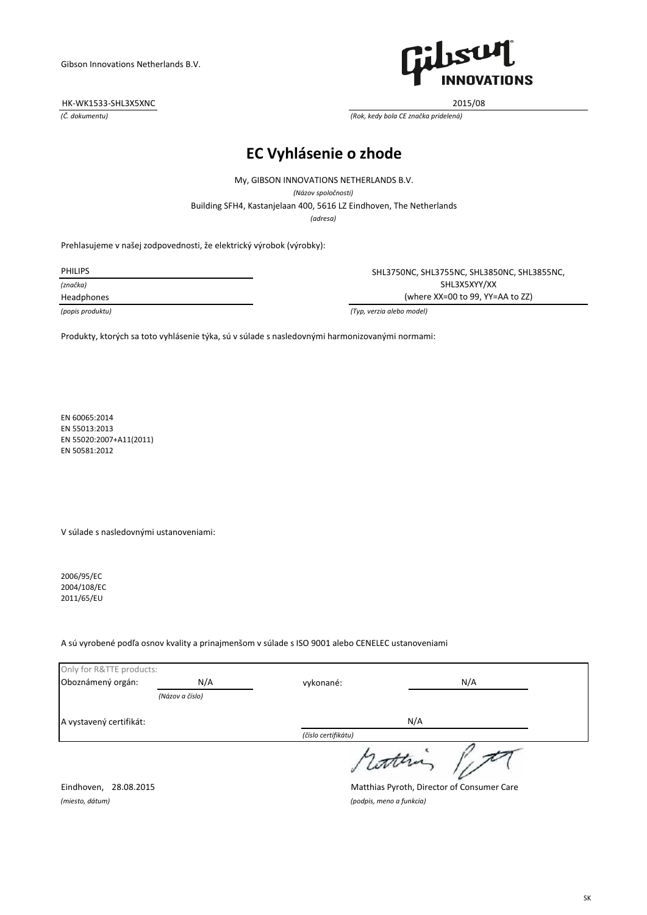Gibson Innovations Netherlands B.V.

HK-WK1533-SHL3X5XNC
*(Č. dokumentu)*

2015/08
*(Rok, kedy bola CE značka pridelená)*

# EC Vyhlásenie o zhode

My, GIBSON INNOVATIONS NETHERLANDS B.V.
*(Názov spoločnosti)*

Building SFH4, Kastanjelaan 400, 5616 LZ Eindhoven, The Netherlands
*(adresa)*

Prehlasujeme v našej zodpovednosti, že elektrický výrobok (výrobky):

PHILIPS
*(značka)*

Headphones
*(popis produktu)*

SHL3750NC, SHL3755NC, SHL3850NC, SHL3855NC, SHL3X5XYY/XX (where XX=00 to 99, YY=AA to ZZ)
*(Typ, verzia alebo model)*

Produkty, ktorých sa toto vyhlásenie týka, sú v súlade s nasledovnými harmonizovanými normami:

EN 60065:2014
EN 55013:2013
EN 55020:2007+A11(2011)
EN 50581:2012

V súlade s nasledovnými ustanoveniami:

2006/95/EC
2004/108/EC
2011/65/EU

A sú vyrobené podľa osnov kvality a prinajmenšom v súlade s ISO 9001 alebo CENELEC ustanoveniami

| Only for R&TTE products: | | | |
|---|---|---|---|
| Oboznámený orgán: | N/A *(Názov a číslo)* | vykonané: | N/A |
| A vystavený certifikát: | | N/A *(číslo certifikátu)* | |

Eindhoven, 28.08.2015
*(miesto, dátum)*

Matthias Pyroth, Director of Consumer Care
*(podpis, meno a funkcia)*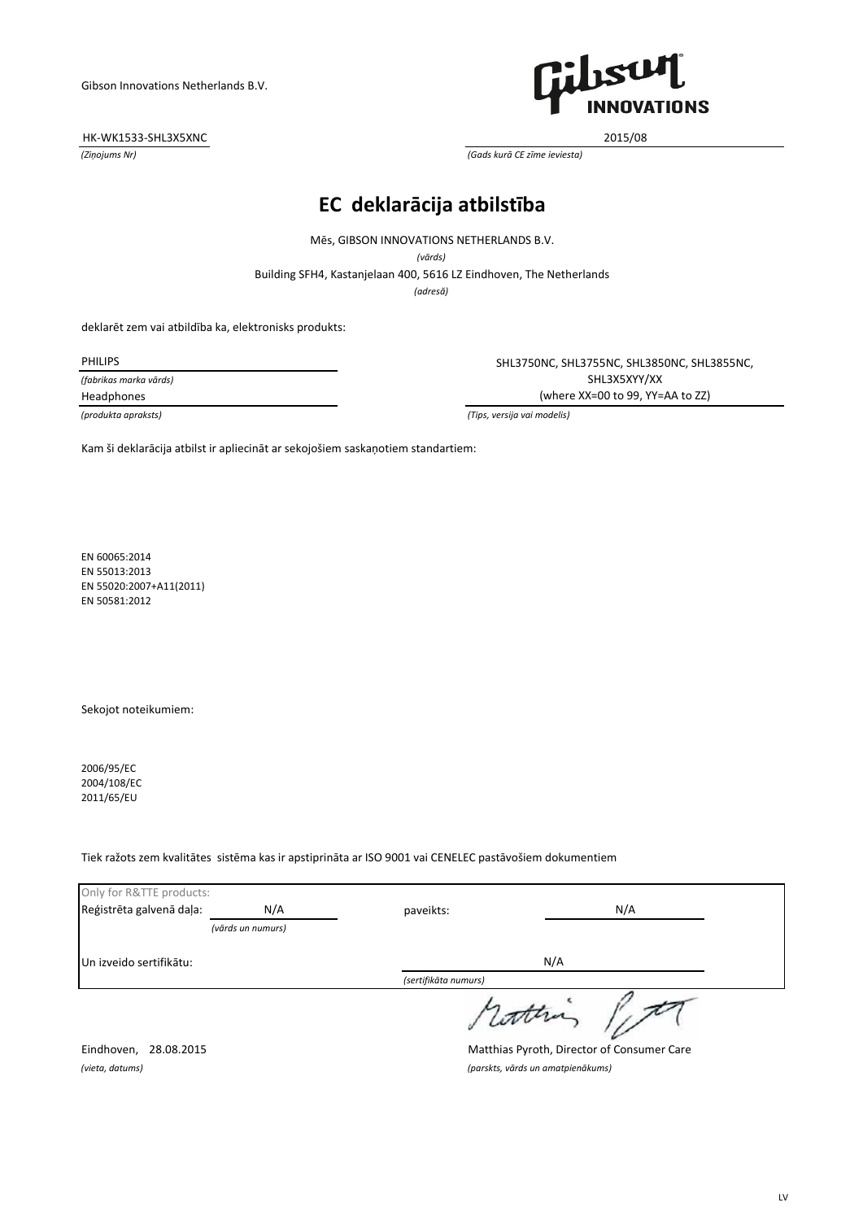Gibson Innovations Netherlands B.V.

HK-WK1533-SHL3X5XNC — 2015/08

*(Ziņojums Nr)* — *(Gads kurā CE zīme ieviesta)*

# EC deklarācija atbilstība

Mēs, GIBSON INNOVATIONS NETHERLANDS B.V.

*(vārds)*

Building SFH4, Kastanjelaan 400, 5616 LZ Eindhoven, The Netherlands

*(adresā)*

deklarēt zem vai atbildība ka, elektronisks produkts:

PHILIPS

*(fabrikas marka vārds)*

Headphones

*(produkta apraksts)*

SHL3750NC, SHL3755NC, SHL3850NC, SHL3855NC, SHL3X5XYY/XX (where XX=00 to 99, YY=AA to ZZ)

*(Tips, versija vai modelis)*

Kam šī deklarācija atbilst ir apliecināt ar sekojošiem saskaņotiem standartiem:

EN 60065:2014
EN 55013:2013
EN 55020:2007+A11(2011)
EN 50581:2012

Sekojot noteikumiem:

2006/95/EC
2004/108/EC
2011/65/EU

Tiek ražots zem kvalitātes sistēma kas ir apstiprināta ar ISO 9001 vai CENELEC pastāvošiem dokumentiem

Only for R&TTE products:

| Reģistrēta galvenā daļa: | N/A | paveikts: | N/A |
|---|---|---|---|
| | *(vārds un numurs)* | | |
| Un izveido sertifikātu: | | | N/A |
| | | *(sertifikāta numurs)* | |

Eindhoven, 28.08.2015

*(vieta, datums)*

Matthias Pyroth, Director of Consumer Care

*(parskts, vārds un amatpienākums)*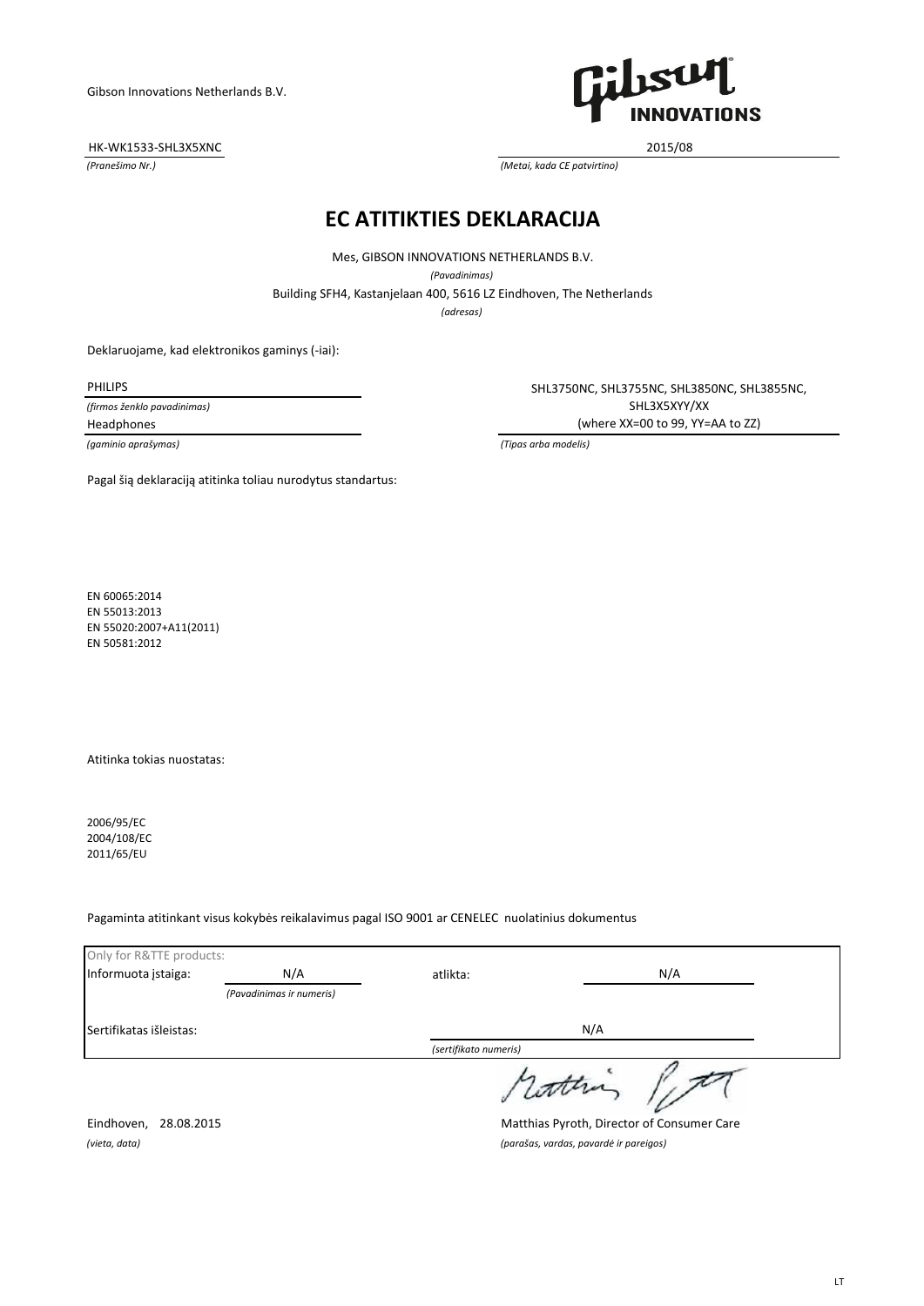Gibson Innovations Netherlands B.V.

HK-WK1533-SHL3X5XNC
*(Pranešimo Nr.)*

2015/08
*(Metai, kada CE patvirtino)*

# EC ATITIKTIES DEKLARACIJA

Mes, GIBSON INNOVATIONS NETHERLANDS B.V.
*(Pavadinimas)*

Building SFH4, Kastanjelaan 400, 5616 LZ Eindhoven, The Netherlands
*(adresas)*

Deklaruojame, kad elektronikos gaminys (-iai):

PHILIPS
*(firmos ženklo pavadinimas)*

Headphones
*(gaminio aprašymas)*

SHL3750NC, SHL3755NC, SHL3850NC, SHL3855NC,
SHL3X5XYY/XX
(where XX=00 to 99, YY=AA to ZZ)
*(Tipas arba modelis)*

Pagal šią deklaraciją atitinka toliau nurodytus standartus:

EN 60065:2014
EN 55013:2013
EN 55020:2007+A11(2011)
EN 50581:2012

Atitinka tokias nuostatas:

2006/95/EC
2004/108/EC
2011/65/EU

Pagaminta atitinkant visus kokybės reikalavimus pagal ISO 9001 ar CENELEC nuolatinius dokumentus

| Only for R&TTE products: | | | |
|---|---|---|---|
| Informuota įstaiga: | N/A *(Pavadinimas ir numeris)* | atlikta: | N/A |
| Sertifikatas išleistas: | | N/A *(sertifikato numeris)* | |

Eindhoven, 28.08.2015
*(vieta, data)*

Matthias Pyroth, Director of Consumer Care
*(parašas, vardas, pavardė ir pareigos)*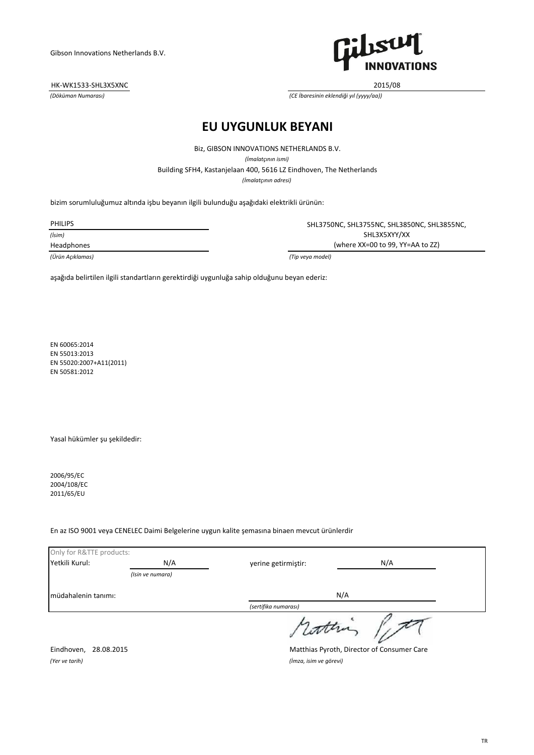Gibson Innovations Netherlands B.V.

HK-WK1533-SHL3X5XNC
*(Döküman Numarası)*

2015/08
*(CE İbaresinin eklendiği yıl (yyyy/aa))*

# EU UYGUNLUK BEYANI

Biz, GIBSON INNOVATIONS NETHERLANDS B.V.
*(İmalatçının ismi)*

Building SFH4, Kastanjelaan 400, 5616 LZ Eindhoven, The Netherlands
*(İmalatçının adresi)*

bizim sorumluluğumuz altında işbu beyanın ilgili bulunduğu aşağıdaki elektrikli ürünün:

PHILIPS
*(İsim)*

Headphones
*(Ürün Açıklamas)*

SHL3750NC, SHL3755NC, SHL3850NC, SHL3855NC, SHL3X5XYY/XX (where XX=00 to 99, YY=AA to ZZ)
*(Tip veya model)*

aşağıda belirtilen ilgili standartların gerektirdiği uygunluğa sahip olduğunu beyan ederiz:

EN 60065:2014
EN 55013:2013
EN 55020:2007+A11(2011)
EN 50581:2012

Yasal hükümler şu şekildedir:

2006/95/EC
2004/108/EC
2011/65/EU

En az ISO 9001 veya CENELEC Daimi Belgelerine uygun kalite şemasına binaen mevcut ürünlerdir

Only for R&TTE products:

| | | | |
|---|---|---|---|
| Yetkili Kurul: | N/A *(Isin ve numara)* | yerine getirmiştir: | N/A |
| müdahalenin tanımı: | | N/A *(sertifika numarası)* | |

Eindhoven, 28.08.2015
*(Yer ve tarih)*

Matthias Pyroth, Director of Consumer Care
*(İmza, isim ve görevi)*